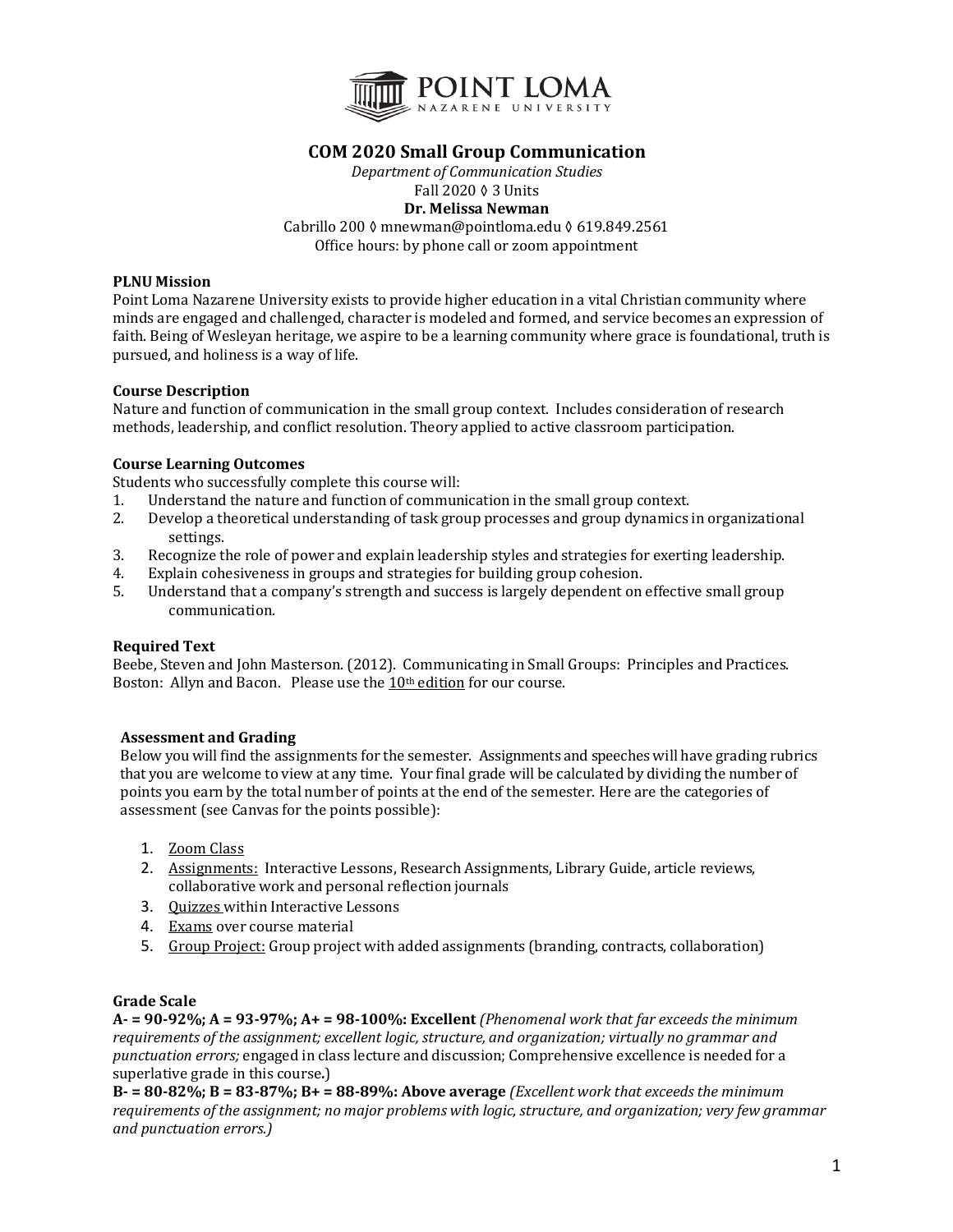# COM 2020 Small Group Communication

*Department of Communication Studies*

Fall 2020 ◊ 3 Units

**Dr. Melissa Newman**

Cabrillo 200 ◊ mnewman@pointloma.edu ◊ 619.849.2561

Office hours: by phone call or zoom appointment

**PLNU Mission**

Point Loma Nazarene University exists to provide higher education in a vital Christian community where minds are engaged and challenged, character is modeled and formed, and service becomes an expression of faith. Being of Wesleyan heritage, we aspire to be a learning community where grace is foundational, truth is pursued, and holiness is a way of life.

**Course Description**

Nature and function of communication in the small group context. Includes consideration of research methods, leadership, and conflict resolution. Theory applied to active classroom participation.

**Course Learning Outcomes**

Students who successfully complete this course will:

1. Understand the nature and function of communication in the small group context.
2. Develop a theoretical understanding of task group processes and group dynamics in organizational settings.
3. Recognize the role of power and explain leadership styles and strategies for exerting leadership.
4. Explain cohesiveness in groups and strategies for building group cohesion.
5. Understand that a company's strength and success is largely dependent on effective small group communication.

**Required Text**

Beebe, Steven and John Masterson. (2012). Communicating in Small Groups: Principles and Practices. Boston: Allyn and Bacon. Please use the 10th edition for our course.

**Assessment and Grading**

Below you will find the assignments for the semester. Assignments and speeches will have grading rubrics that you are welcome to view at any time. Your final grade will be calculated by dividing the number of points you earn by the total number of points at the end of the semester. Here are the categories of assessment (see Canvas for the points possible):

1. Zoom Class
2. Assignments: Interactive Lessons, Research Assignments, Library Guide, article reviews, collaborative work and personal reflection journals
3. Quizzes within Interactive Lessons
4. Exams over course material
5. Group Project: Group project with added assignments (branding, contracts, collaboration)

**Grade Scale**

**A- = 90-92%; A = 93-97%; A+ = 98-100%: Excellent** *(Phenomenal work that far exceeds the minimum requirements of the assignment; excellent logic, structure, and organization; virtually no grammar and punctuation errors;* engaged in class lecture and discussion; Comprehensive excellence is needed for a superlative grade in this course**.**)

**B- = 80-82%; B = 83-87%; B+ = 88-89%: Above average** *(Excellent work that exceeds the minimum requirements of the assignment; no major problems with logic, structure, and organization; very few grammar and punctuation errors.)*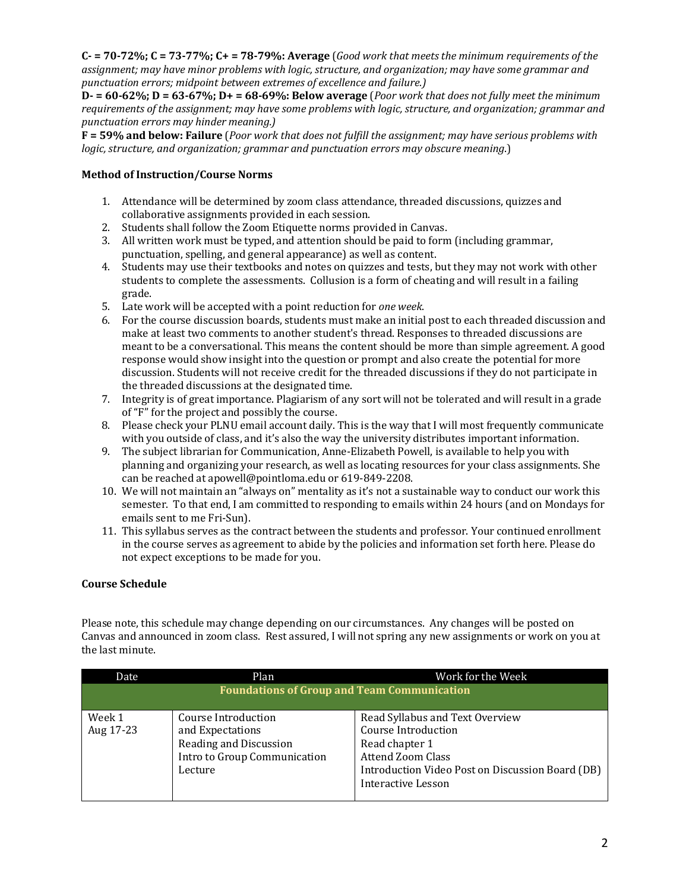**C- = 70-72%; C = 73-77%; C+ = 78-79%: Average** (*Good work that meets the minimum requirements of the assignment; may have minor problems with logic, structure, and organization; may have some grammar and punctuation errors; midpoint between extremes of excellence and failure.)*

**D- = 60-62%; D = 63-67%; D+ = 68-69%: Below average** (*Poor work that does not fully meet the minimum requirements of the assignment; may have some problems with logic, structure, and organization; grammar and punctuation errors may hinder meaning.)*

**F = 59% and below: Failure** (*Poor work that does not fulfill the assignment; may have serious problems with logic, structure, and organization; grammar and punctuation errors may obscure meaning.*)

**Method of Instruction/Course Norms**

1. Attendance will be determined by zoom class attendance, threaded discussions, quizzes and collaborative assignments provided in each session.
2. Students shall follow the Zoom Etiquette norms provided in Canvas.
3. All written work must be typed, and attention should be paid to form (including grammar, punctuation, spelling, and general appearance) as well as content.
4. Students may use their textbooks and notes on quizzes and tests, but they may not work with other students to complete the assessments. Collusion is a form of cheating and will result in a failing grade.
5. Late work will be accepted with a point reduction for *one week*.
6. For the course discussion boards, students must make an initial post to each threaded discussion and make at least two comments to another student's thread. Responses to threaded discussions are meant to be a conversational. This means the content should be more than simple agreement. A good response would show insight into the question or prompt and also create the potential for more discussion. Students will not receive credit for the threaded discussions if they do not participate in the threaded discussions at the designated time.
7. Integrity is of great importance. Plagiarism of any sort will not be tolerated and will result in a grade of "F" for the project and possibly the course.
8. Please check your PLNU email account daily. This is the way that I will most frequently communicate with you outside of class, and it's also the way the university distributes important information.
9. The subject librarian for Communication, Anne-Elizabeth Powell, is available to help you with planning and organizing your research, as well as locating resources for your class assignments. She can be reached at apowell@pointloma.edu or 619-849-2208.
10. We will not maintain an "always on" mentality as it's not a sustainable way to conduct our work this semester. To that end, I am committed to responding to emails within 24 hours (and on Mondays for emails sent to me Fri-Sun).
11. This syllabus serves as the contract between the students and professor. Your continued enrollment in the course serves as agreement to abide by the policies and information set forth here. Please do not expect exceptions to be made for you.

**Course Schedule**

Please note, this schedule may change depending on our circumstances. Any changes will be posted on Canvas and announced in zoom class. Rest assured, I will not spring any new assignments or work on you at the last minute.

| Date | Plan | Work for the Week |
|---|---|---|
| **Foundations of Group and Team Communication** | | |
| Week 1<br>Aug 17-23 | Course Introduction and Expectations<br>Reading and Discussion<br>Intro to Group Communication Lecture | Read Syllabus and Text Overview<br>Course Introduction<br>Read chapter 1<br>Attend Zoom Class<br>Introduction Video Post on Discussion Board (DB)<br>Interactive Lesson |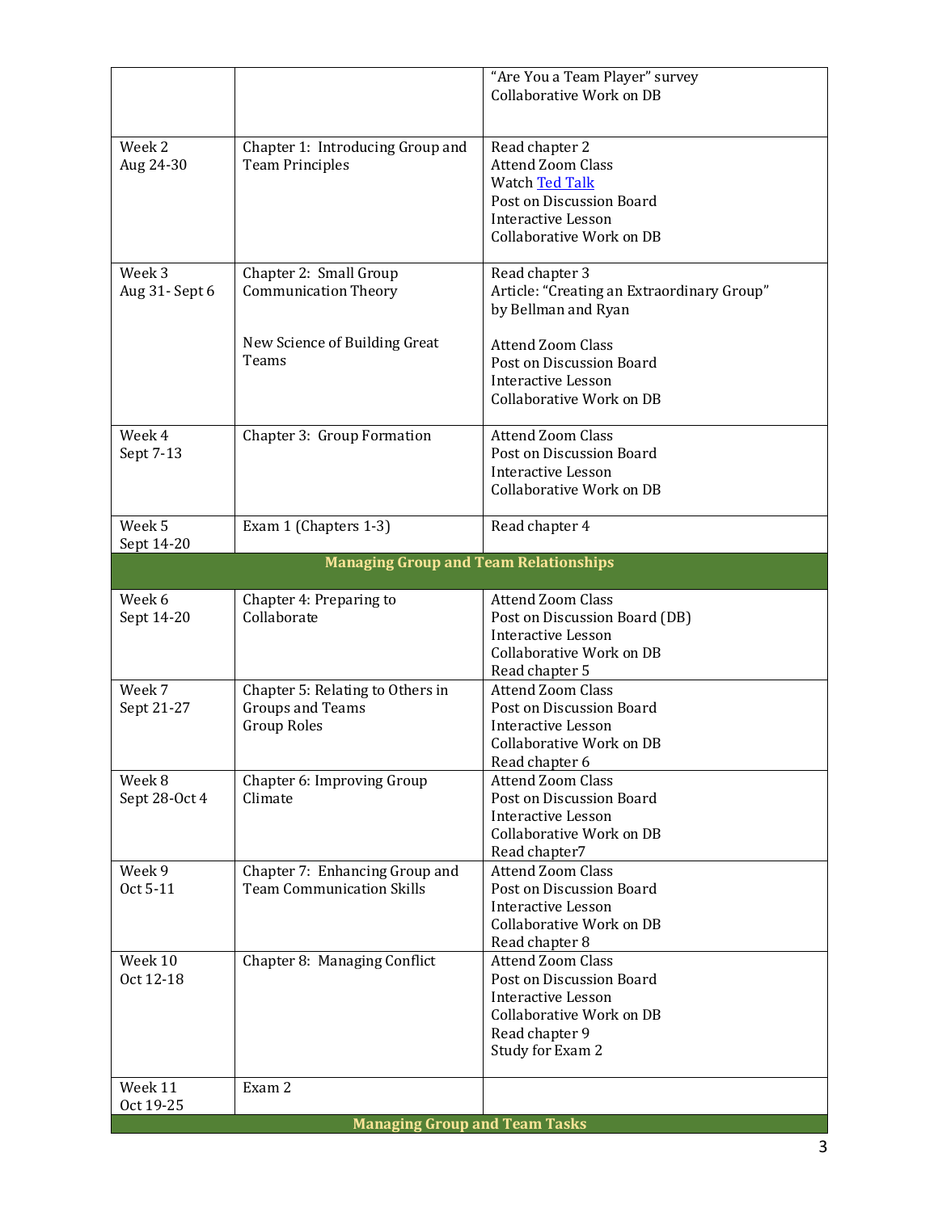| | | |
|---|---|---|
| | | "Are You a Team Player" survey<br>Collaborative Work on DB |
| Week 2<br>Aug 24-30 | Chapter 1: Introducing Group and Team Principles | Read chapter 2<br>Attend Zoom Class<br>Watch Ted Talk<br>Post on Discussion Board<br>Interactive Lesson<br>Collaborative Work on DB |
| Week 3<br>Aug 31- Sept 6 | Chapter 2: Small Group Communication Theory<br><br>New Science of Building Great Teams | Read chapter 3<br>Article: "Creating an Extraordinary Group" by Bellman and Ryan<br><br>Attend Zoom Class<br>Post on Discussion Board<br>Interactive Lesson<br>Collaborative Work on DB |
| Week 4<br>Sept 7-13 | Chapter 3: Group Formation | Attend Zoom Class<br>Post on Discussion Board<br>Interactive Lesson<br>Collaborative Work on DB |
| Week 5<br>Sept 14-20 | Exam 1 (Chapters 1-3) | Read chapter 4 |
| **Managing Group and Team Relationships** | | |
| Week 6<br>Sept 14-20 | Chapter 4: Preparing to Collaborate | Attend Zoom Class<br>Post on Discussion Board (DB)<br>Interactive Lesson<br>Collaborative Work on DB<br>Read chapter 5 |
| Week 7<br>Sept 21-27 | Chapter 5: Relating to Others in Groups and Teams<br>Group Roles | Attend Zoom Class<br>Post on Discussion Board<br>Interactive Lesson<br>Collaborative Work on DB<br>Read chapter 6 |
| Week 8<br>Sept 28-Oct 4 | Chapter 6: Improving Group Climate | Attend Zoom Class<br>Post on Discussion Board<br>Interactive Lesson<br>Collaborative Work on DB<br>Read chapter7 |
| Week 9<br>Oct 5-11 | Chapter 7: Enhancing Group and Team Communication Skills | Attend Zoom Class<br>Post on Discussion Board<br>Interactive Lesson<br>Collaborative Work on DB<br>Read chapter 8 |
| Week 10<br>Oct 12-18 | Chapter 8: Managing Conflict | Attend Zoom Class<br>Post on Discussion Board<br>Interactive Lesson<br>Collaborative Work on DB<br>Read chapter 9<br>Study for Exam 2 |
| Week 11<br>Oct 19-25 | Exam 2 | |
| **Managing Group and Team Tasks** | | |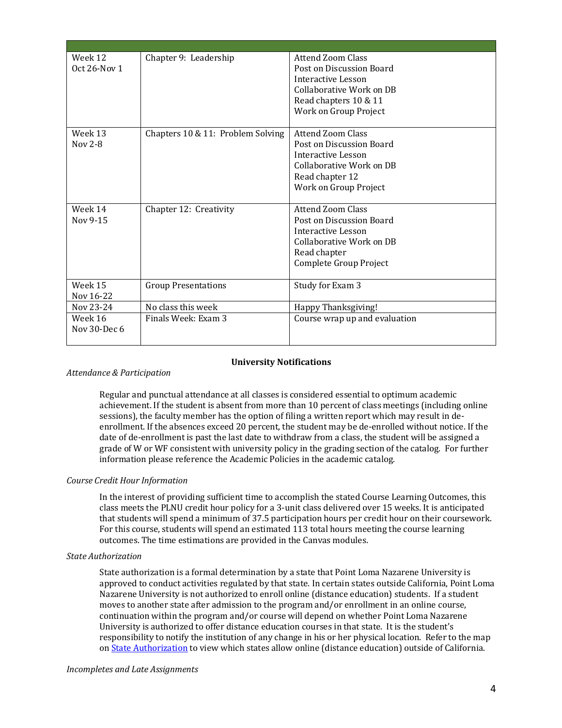| | | |
|---|---|---|
| Week 12<br>Oct 26-Nov 1 | Chapter 9: Leadership | Attend Zoom Class<br>Post on Discussion Board<br>Interactive Lesson<br>Collaborative Work on DB<br>Read chapters 10 & 11<br>Work on Group Project |
| Week 13<br>Nov 2-8 | Chapters 10 & 11: Problem Solving | Attend Zoom Class<br>Post on Discussion Board<br>Interactive Lesson<br>Collaborative Work on DB<br>Read chapter 12<br>Work on Group Project |
| Week 14<br>Nov 9-15 | Chapter 12: Creativity | Attend Zoom Class<br>Post on Discussion Board<br>Interactive Lesson<br>Collaborative Work on DB<br>Read chapter<br>Complete Group Project |
| Week 15<br>Nov 16-22 | Group Presentations | Study for Exam 3 |
| Nov 23-24 | No class this week | Happy Thanksgiving! |
| Week 16<br>Nov 30-Dec 6 | Finals Week: Exam 3 | Course wrap up and evaluation |

**University Notifications**

*Attendance & Participation*

Regular and punctual attendance at all classes is considered essential to optimum academic achievement. If the student is absent from more than 10 percent of class meetings (including online sessions), the faculty member has the option of filing a written report which may result in de-enrollment. If the absences exceed 20 percent, the student may be de-enrolled without notice. If the date of de-enrollment is past the last date to withdraw from a class, the student will be assigned a grade of W or WF consistent with university policy in the grading section of the catalog. For further information please reference the Academic Policies in the academic catalog.

*Course Credit Hour Information*

In the interest of providing sufficient time to accomplish the stated Course Learning Outcomes, this class meets the PLNU credit hour policy for a 3-unit class delivered over 15 weeks. It is anticipated that students will spend a minimum of 37.5 participation hours per credit hour on their coursework. For this course, students will spend an estimated 113 total hours meeting the course learning outcomes. The time estimations are provided in the Canvas modules.

*State Authorization*

State authorization is a formal determination by a state that Point Loma Nazarene University is approved to conduct activities regulated by that state. In certain states outside California, Point Loma Nazarene University is not authorized to enroll online (distance education) students. If a student moves to another state after admission to the program and/or enrollment in an online course, continuation within the program and/or course will depend on whether Point Loma Nazarene University is authorized to offer distance education courses in that state. It is the student's responsibility to notify the institution of any change in his or her physical location. Refer to the map on State Authorization to view which states allow online (distance education) outside of California.

*Incompletes and Late Assignments*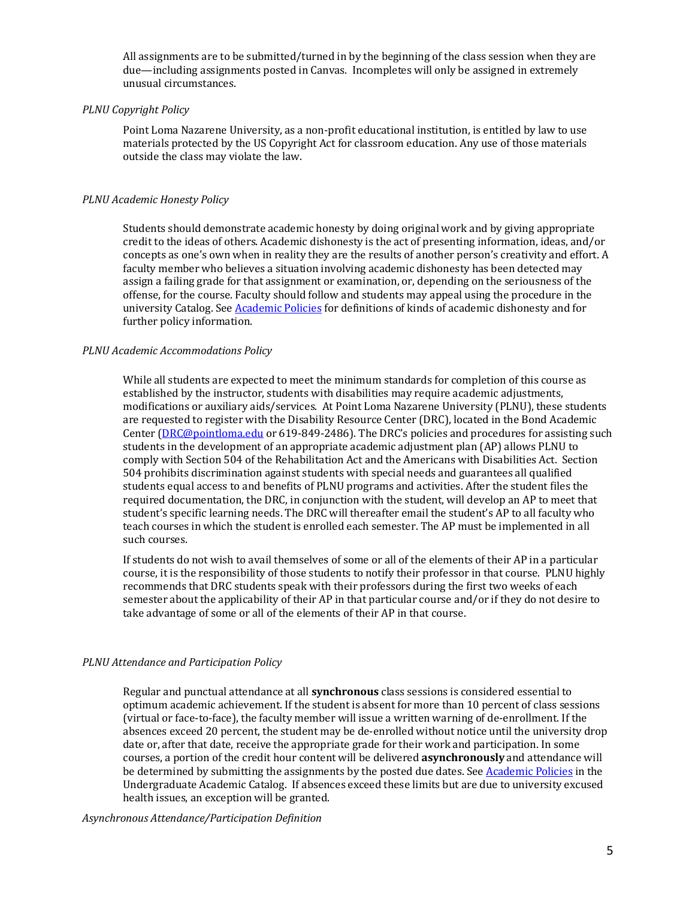All assignments are to be submitted/turned in by the beginning of the class session when they are due—including assignments posted in Canvas. Incompletes will only be assigned in extremely unusual circumstances.

*PLNU Copyright Policy*

Point Loma Nazarene University, as a non-profit educational institution, is entitled by law to use materials protected by the US Copyright Act for classroom education. Any use of those materials outside the class may violate the law.

*PLNU Academic Honesty Policy*

Students should demonstrate academic honesty by doing original work and by giving appropriate credit to the ideas of others. Academic dishonesty is the act of presenting information, ideas, and/or concepts as one's own when in reality they are the results of another person's creativity and effort. A faculty member who believes a situation involving academic dishonesty has been detected may assign a failing grade for that assignment or examination, or, depending on the seriousness of the offense, for the course. Faculty should follow and students may appeal using the procedure in the university Catalog. See Academic Policies for definitions of kinds of academic dishonesty and for further policy information.

*PLNU Academic Accommodations Policy*

While all students are expected to meet the minimum standards for completion of this course as established by the instructor, students with disabilities may require academic adjustments, modifications or auxiliary aids/services. At Point Loma Nazarene University (PLNU), these students are requested to register with the Disability Resource Center (DRC), located in the Bond Academic Center (DRC@pointloma.edu or 619-849-2486). The DRC's policies and procedures for assisting such students in the development of an appropriate academic adjustment plan (AP) allows PLNU to comply with Section 504 of the Rehabilitation Act and the Americans with Disabilities Act. Section 504 prohibits discrimination against students with special needs and guarantees all qualified students equal access to and benefits of PLNU programs and activities. After the student files the required documentation, the DRC, in conjunction with the student, will develop an AP to meet that student's specific learning needs. The DRC will thereafter email the student's AP to all faculty who teach courses in which the student is enrolled each semester. The AP must be implemented in all such courses.

If students do not wish to avail themselves of some or all of the elements of their AP in a particular course, it is the responsibility of those students to notify their professor in that course. PLNU highly recommends that DRC students speak with their professors during the first two weeks of each semester about the applicability of their AP in that particular course and/or if they do not desire to take advantage of some or all of the elements of their AP in that course.

*PLNU Attendance and Participation Policy*

Regular and punctual attendance at all **synchronous** class sessions is considered essential to optimum academic achievement. If the student is absent for more than 10 percent of class sessions (virtual or face-to-face), the faculty member will issue a written warning of de-enrollment. If the absences exceed 20 percent, the student may be de-enrolled without notice until the university drop date or, after that date, receive the appropriate grade for their work and participation. In some courses, a portion of the credit hour content will be delivered **asynchronously** and attendance will be determined by submitting the assignments by the posted due dates. See Academic Policies in the Undergraduate Academic Catalog. If absences exceed these limits but are due to university excused health issues, an exception will be granted.

*Asynchronous Attendance/Participation Definition*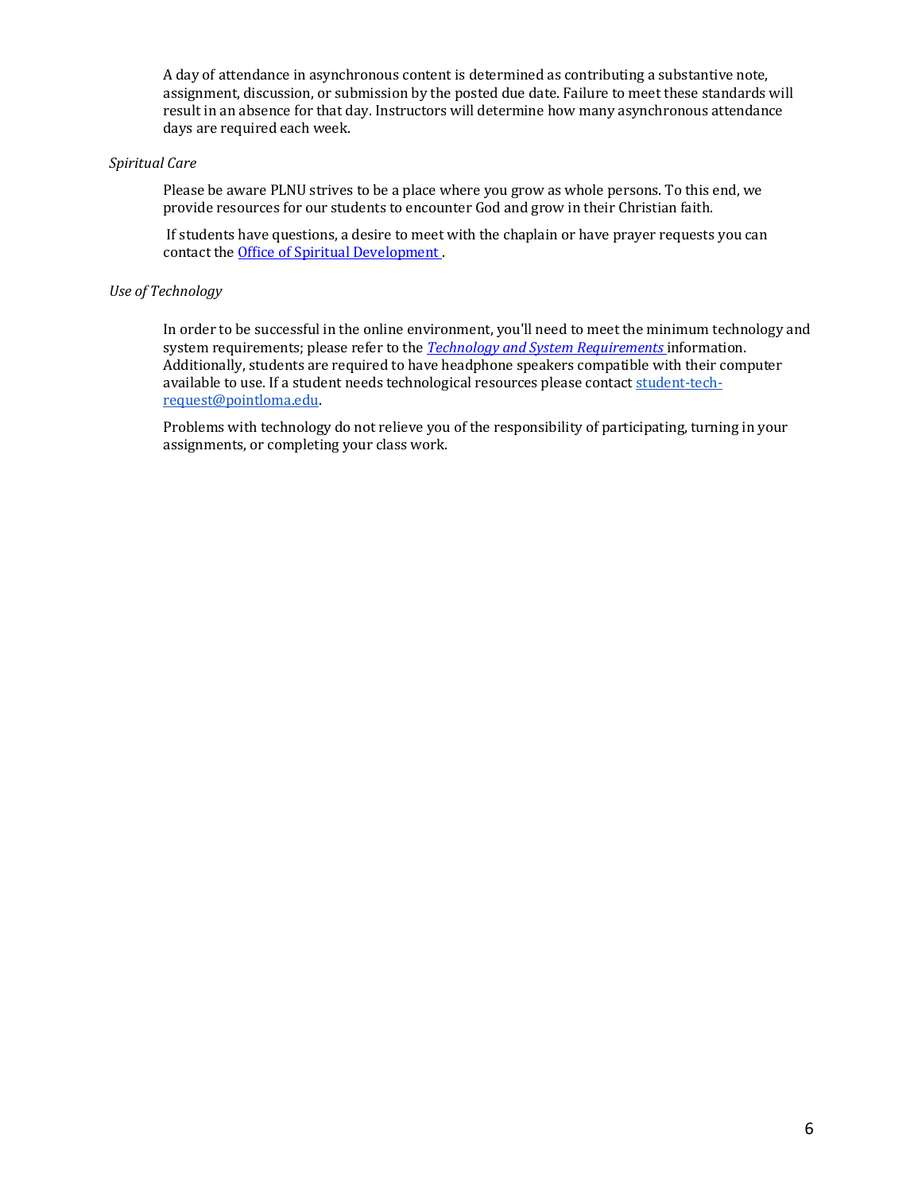A day of attendance in asynchronous content is determined as contributing a substantive note, assignment, discussion, or submission by the posted due date. Failure to meet these standards will result in an absence for that day. Instructors will determine how many asynchronous attendance days are required each week.

*Spiritual Care*

Please be aware PLNU strives to be a place where you grow as whole persons. To this end, we provide resources for our students to encounter God and grow in their Christian faith.

If students have questions, a desire to meet with the chaplain or have prayer requests you can contact the Office of Spiritual Development .

*Use of Technology*

In order to be successful in the online environment, you'll need to meet the minimum technology and system requirements; please refer to the *Technology and System Requirements* information. Additionally, students are required to have headphone speakers compatible with their computer available to use. If a student needs technological resources please contact student-tech-request@pointloma.edu.

Problems with technology do not relieve you of the responsibility of participating, turning in your assignments, or completing your class work.